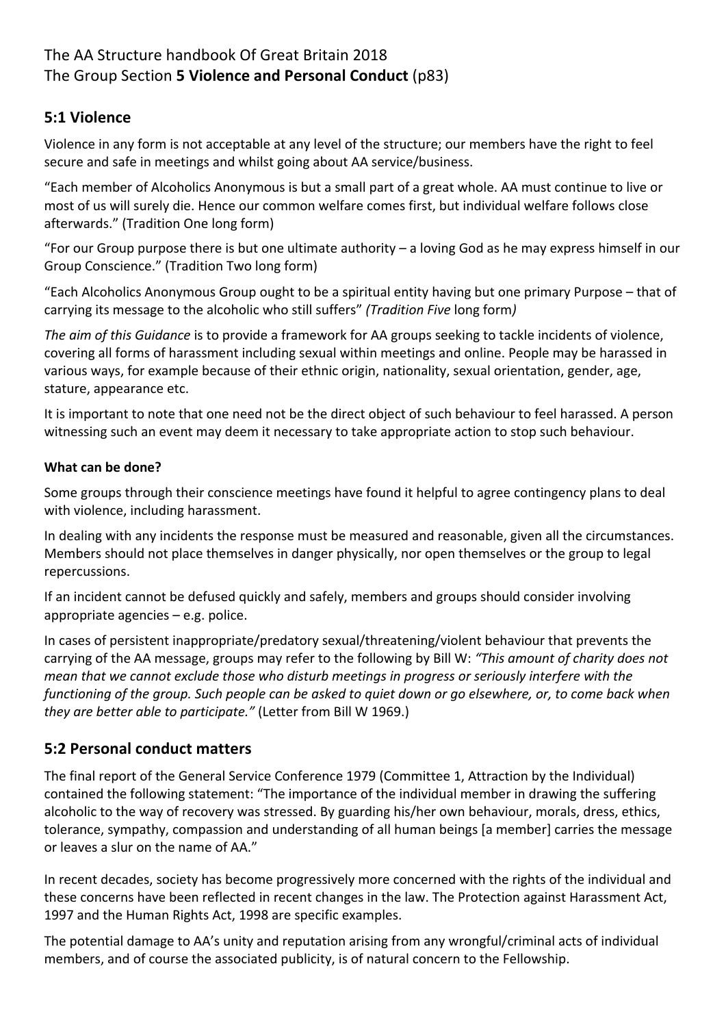The AA Structure handbook Of Great Britain 2018
The Group Section **5 Violence and Personal Conduct** (p83)

## 5:1 Violence

Violence in any form is not acceptable at any level of the structure; our members have the right to feel secure and safe in meetings and whilst going about AA service/business.

"Each member of Alcoholics Anonymous is but a small part of a great whole. AA must continue to live or most of us will surely die. Hence our common welfare comes first, but individual welfare follows close afterwards." (Tradition One long form)

"For our Group purpose there is but one ultimate authority – a loving God as he may express himself in our Group Conscience." (Tradition Two long form)

"Each Alcoholics Anonymous Group ought to be a spiritual entity having but one primary Purpose – that of carrying its message to the alcoholic who still suffers" *(Tradition Five* long form*)*

*The aim of this Guidance* is to provide a framework for AA groups seeking to tackle incidents of violence, covering all forms of harassment including sexual within meetings and online. People may be harassed in various ways, for example because of their ethnic origin, nationality, sexual orientation, gender, age, stature, appearance etc.

It is important to note that one need not be the direct object of such behaviour to feel harassed. A person witnessing such an event may deem it necessary to take appropriate action to stop such behaviour.

**What can be done?**

Some groups through their conscience meetings have found it helpful to agree contingency plans to deal with violence, including harassment.

In dealing with any incidents the response must be measured and reasonable, given all the circumstances. Members should not place themselves in danger physically, nor open themselves or the group to legal repercussions.

If an incident cannot be defused quickly and safely, members and groups should consider involving appropriate agencies – e.g. police.

In cases of persistent inappropriate/predatory sexual/threatening/violent behaviour that prevents the carrying of the AA message, groups may refer to the following by Bill W: *"This amount of charity does not mean that we cannot exclude those who disturb meetings in progress or seriously interfere with the functioning of the group. Such people can be asked to quiet down or go elsewhere, or, to come back when they are better able to participate."* (Letter from Bill W 1969.)

## 5:2 Personal conduct matters

The final report of the General Service Conference 1979 (Committee 1, Attraction by the Individual) contained the following statement: "The importance of the individual member in drawing the suffering alcoholic to the way of recovery was stressed. By guarding his/her own behaviour, morals, dress, ethics, tolerance, sympathy, compassion and understanding of all human beings [a member] carries the message or leaves a slur on the name of AA."

In recent decades, society has become progressively more concerned with the rights of the individual and these concerns have been reflected in recent changes in the law. The Protection against Harassment Act, 1997 and the Human Rights Act, 1998 are specific examples.

The potential damage to AA's unity and reputation arising from any wrongful/criminal acts of individual members, and of course the associated publicity, is of natural concern to the Fellowship.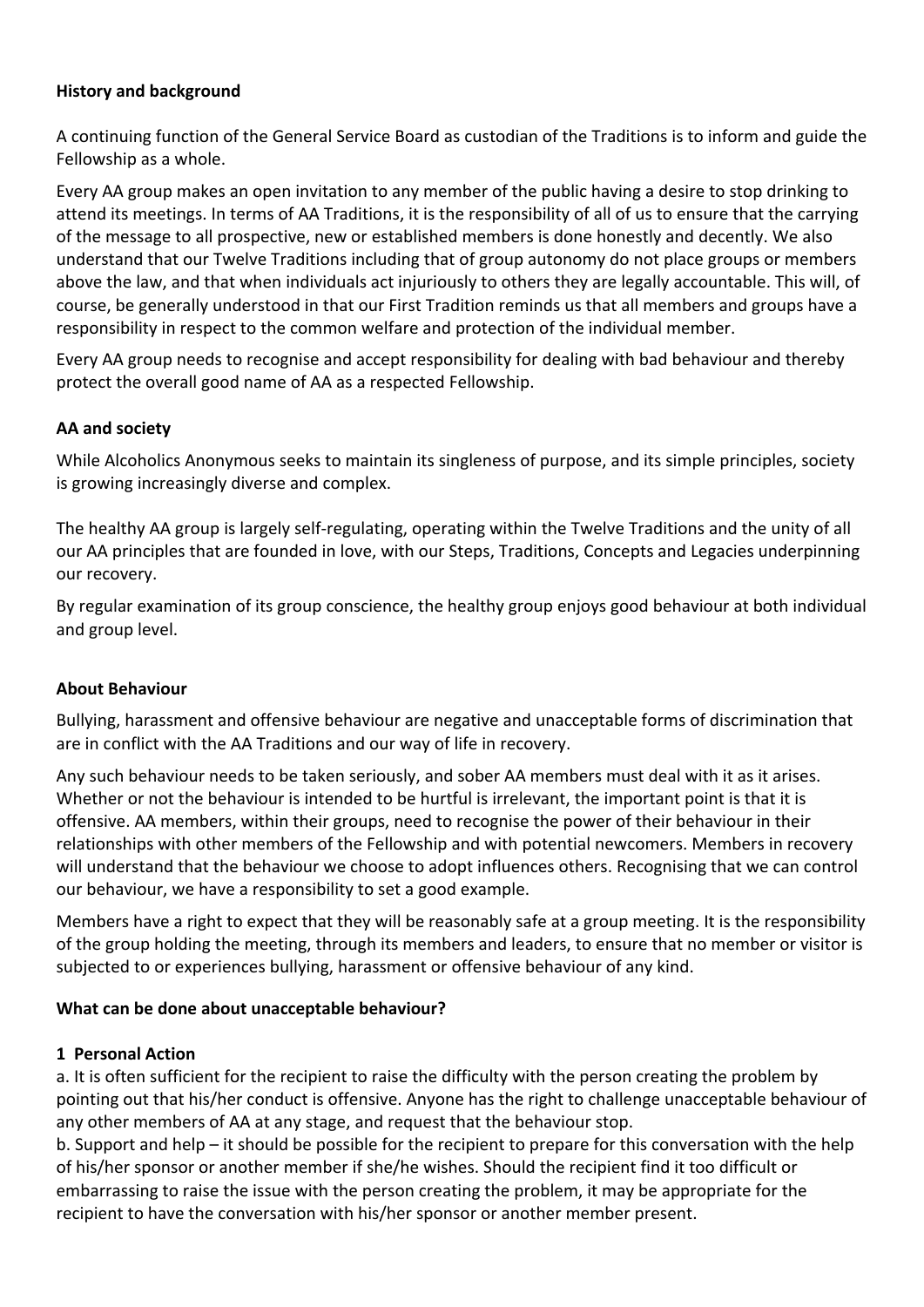**History and background**

A continuing function of the General Service Board as custodian of the Traditions is to inform and guide the Fellowship as a whole.

Every AA group makes an open invitation to any member of the public having a desire to stop drinking to attend its meetings. In terms of AA Traditions, it is the responsibility of all of us to ensure that the carrying of the message to all prospective, new or established members is done honestly and decently. We also understand that our Twelve Traditions including that of group autonomy do not place groups or members above the law, and that when individuals act injuriously to others they are legally accountable. This will, of course, be generally understood in that our First Tradition reminds us that all members and groups have a responsibility in respect to the common welfare and protection of the individual member.

Every AA group needs to recognise and accept responsibility for dealing with bad behaviour and thereby protect the overall good name of AA as a respected Fellowship.

**AA and society**

While Alcoholics Anonymous seeks to maintain its singleness of purpose, and its simple principles, society is growing increasingly diverse and complex.

The healthy AA group is largely self-regulating, operating within the Twelve Traditions and the unity of all our AA principles that are founded in love, with our Steps, Traditions, Concepts and Legacies underpinning our recovery.

By regular examination of its group conscience, the healthy group enjoys good behaviour at both individual and group level.

**About Behaviour**

Bullying, harassment and offensive behaviour are negative and unacceptable forms of discrimination that are in conflict with the AA Traditions and our way of life in recovery.

Any such behaviour needs to be taken seriously, and sober AA members must deal with it as it arises. Whether or not the behaviour is intended to be hurtful is irrelevant, the important point is that it is offensive. AA members, within their groups, need to recognise the power of their behaviour in their relationships with other members of the Fellowship and with potential newcomers. Members in recovery will understand that the behaviour we choose to adopt influences others. Recognising that we can control our behaviour, we have a responsibility to set a good example.

Members have a right to expect that they will be reasonably safe at a group meeting. It is the responsibility of the group holding the meeting, through its members and leaders, to ensure that no member or visitor is subjected to or experiences bullying, harassment or offensive behaviour of any kind.

**What can be done about unacceptable behaviour?**

**1 Personal Action**

a. It is often sufficient for the recipient to raise the difficulty with the person creating the problem by pointing out that his/her conduct is offensive. Anyone has the right to challenge unacceptable behaviour of any other members of AA at any stage, and request that the behaviour stop.

b. Support and help – it should be possible for the recipient to prepare for this conversation with the help of his/her sponsor or another member if she/he wishes. Should the recipient find it too difficult or embarrassing to raise the issue with the person creating the problem, it may be appropriate for the recipient to have the conversation with his/her sponsor or another member present.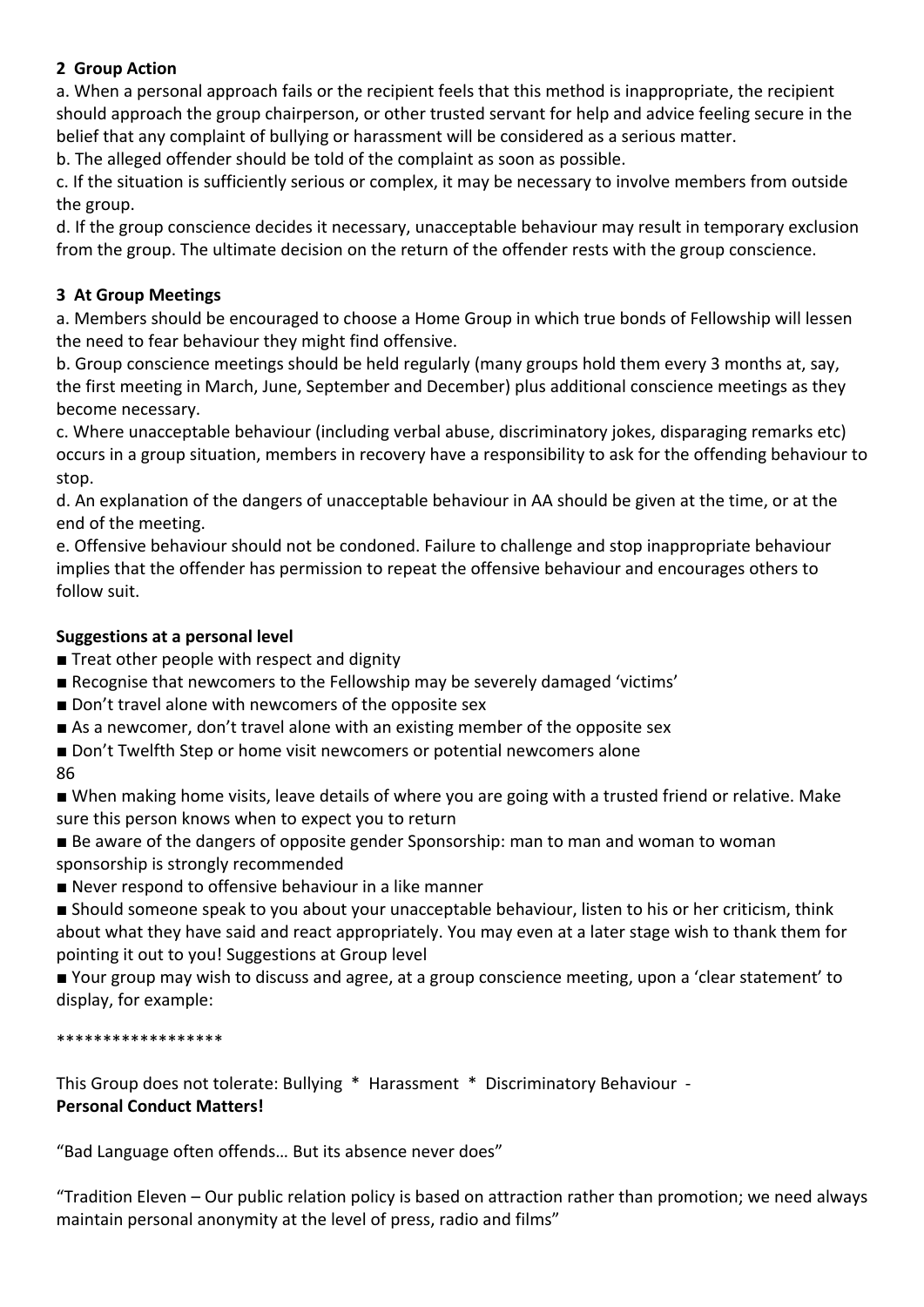**2 Group Action**

a. When a personal approach fails or the recipient feels that this method is inappropriate, the recipient should approach the group chairperson, or other trusted servant for help and advice feeling secure in the belief that any complaint of bullying or harassment will be considered as a serious matter.

b. The alleged offender should be told of the complaint as soon as possible.

c. If the situation is sufficiently serious or complex, it may be necessary to involve members from outside the group.

d. If the group conscience decides it necessary, unacceptable behaviour may result in temporary exclusion from the group. The ultimate decision on the return of the offender rests with the group conscience.

**3 At Group Meetings**

a. Members should be encouraged to choose a Home Group in which true bonds of Fellowship will lessen the need to fear behaviour they might find offensive.

b. Group conscience meetings should be held regularly (many groups hold them every 3 months at, say, the first meeting in March, June, September and December) plus additional conscience meetings as they become necessary.

c. Where unacceptable behaviour (including verbal abuse, discriminatory jokes, disparaging remarks etc) occurs in a group situation, members in recovery have a responsibility to ask for the offending behaviour to stop.

d. An explanation of the dangers of unacceptable behaviour in AA should be given at the time, or at the end of the meeting.

e. Offensive behaviour should not be condoned. Failure to challenge and stop inappropriate behaviour implies that the offender has permission to repeat the offensive behaviour and encourages others to follow suit.

**Suggestions at a personal level**

- Treat other people with respect and dignity
- Recognise that newcomers to the Fellowship may be severely damaged 'victims'
- Don't travel alone with newcomers of the opposite sex
- As a newcomer, don't travel alone with an existing member of the opposite sex
- Don't Twelfth Step or home visit newcomers or potential newcomers alone
- When making home visits, leave details of where you are going with a trusted friend or relative. Make sure this person knows when to expect you to return
- Be aware of the dangers of opposite gender Sponsorship: man to man and woman to woman sponsorship is strongly recommended
- Never respond to offensive behaviour in a like manner
- Should someone speak to you about your unacceptable behaviour, listen to his or her criticism, think about what they have said and react appropriately. You may even at a later stage wish to thank them for pointing it out to you! Suggestions at Group level
- Your group may wish to discuss and agree, at a group conscience meeting, upon a 'clear statement' to display, for example:

******************

This Group does not tolerate: Bullying * Harassment * Discriminatory Behaviour -
**Personal Conduct Matters!**

"Bad Language often offends… But its absence never does"

"Tradition Eleven – Our public relation policy is based on attraction rather than promotion; we need always maintain personal anonymity at the level of press, radio and films"